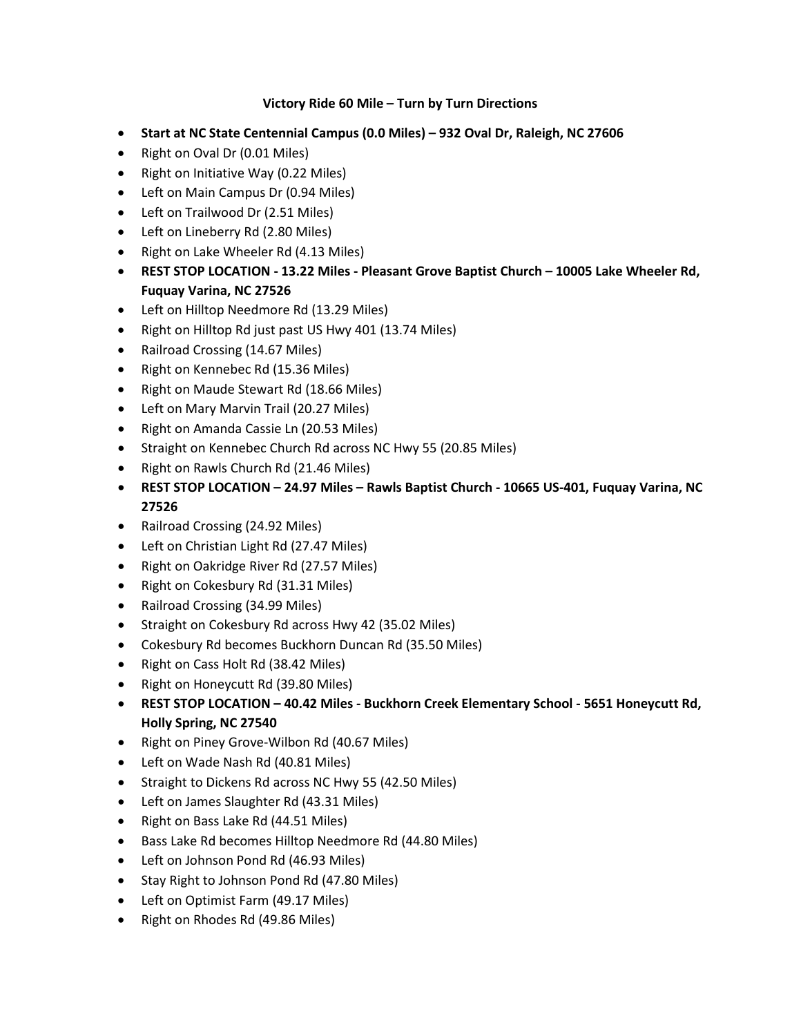**Victory Ride 60 Mile – Turn by Turn Directions**

- **Start at NC State Centennial Campus (0.0 Miles) – 932 Oval Dr, Raleigh, NC 27606**
- Right on Oval Dr (0.01 Miles)
- Right on Initiative Way (0.22 Miles)
- Left on Main Campus Dr (0.94 Miles)
- Left on Trailwood Dr (2.51 Miles)
- Left on Lineberry Rd (2.80 Miles)
- Right on Lake Wheeler Rd (4.13 Miles)
- **REST STOP LOCATION - 13.22 Miles - Pleasant Grove Baptist Church – 10005 Lake Wheeler Rd, Fuquay Varina, NC 27526**
- Left on Hilltop Needmore Rd (13.29 Miles)
- Right on Hilltop Rd just past US Hwy 401 (13.74 Miles)
- Railroad Crossing (14.67 Miles)
- Right on Kennebec Rd (15.36 Miles)
- Right on Maude Stewart Rd (18.66 Miles)
- Left on Mary Marvin Trail (20.27 Miles)
- Right on Amanda Cassie Ln (20.53 Miles)
- Straight on Kennebec Church Rd across NC Hwy 55 (20.85 Miles)
- Right on Rawls Church Rd (21.46 Miles)
- **REST STOP LOCATION – 24.97 Miles – Rawls Baptist Church - 10665 US-401, Fuquay Varina, NC 27526**
- Railroad Crossing (24.92 Miles)
- Left on Christian Light Rd (27.47 Miles)
- Right on Oakridge River Rd (27.57 Miles)
- Right on Cokesbury Rd (31.31 Miles)
- Railroad Crossing (34.99 Miles)
- Straight on Cokesbury Rd across Hwy 42 (35.02 Miles)
- Cokesbury Rd becomes Buckhorn Duncan Rd (35.50 Miles)
- Right on Cass Holt Rd (38.42 Miles)
- Right on Honeycutt Rd (39.80 Miles)
- **REST STOP LOCATION – 40.42 Miles - Buckhorn Creek Elementary School - 5651 Honeycutt Rd, Holly Spring, NC 27540**
- Right on Piney Grove-Wilbon Rd (40.67 Miles)
- Left on Wade Nash Rd (40.81 Miles)
- Straight to Dickens Rd across NC Hwy 55 (42.50 Miles)
- Left on James Slaughter Rd (43.31 Miles)
- Right on Bass Lake Rd (44.51 Miles)
- Bass Lake Rd becomes Hilltop Needmore Rd (44.80 Miles)
- Left on Johnson Pond Rd (46.93 Miles)
- Stay Right to Johnson Pond Rd (47.80 Miles)
- Left on Optimist Farm (49.17 Miles)
- Right on Rhodes Rd (49.86 Miles)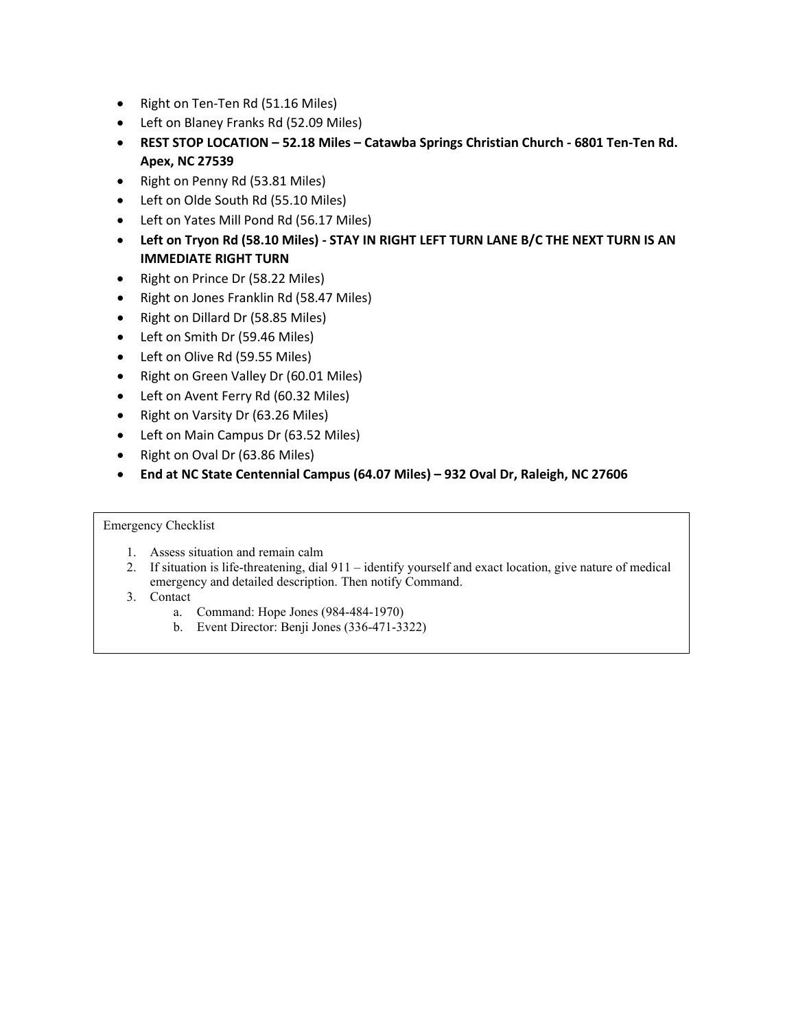- Right on Ten-Ten Rd (51.16 Miles)
- Left on Blaney Franks Rd (52.09 Miles)
- **REST STOP LOCATION – 52.18 Miles – Catawba Springs Christian Church - 6801 Ten-Ten Rd. Apex, NC 27539**
- Right on Penny Rd (53.81 Miles)
- Left on Olde South Rd (55.10 Miles)
- Left on Yates Mill Pond Rd (56.17 Miles)
- **Left on Tryon Rd (58.10 Miles) - STAY IN RIGHT LEFT TURN LANE B/C THE NEXT TURN IS AN IMMEDIATE RIGHT TURN**
- Right on Prince Dr (58.22 Miles)
- Right on Jones Franklin Rd (58.47 Miles)
- Right on Dillard Dr (58.85 Miles)
- Left on Smith Dr (59.46 Miles)
- Left on Olive Rd (59.55 Miles)
- Right on Green Valley Dr (60.01 Miles)
- Left on Avent Ferry Rd (60.32 Miles)
- Right on Varsity Dr (63.26 Miles)
- Left on Main Campus Dr (63.52 Miles)
- Right on Oval Dr (63.86 Miles)
- **End at NC State Centennial Campus (64.07 Miles) – 932 Oval Dr, Raleigh, NC 27606**

Emergency Checklist

1. Assess situation and remain calm
2. If situation is life-threatening, dial 911 – identify yourself and exact location, give nature of medical emergency and detailed description. Then notify Command.
3. Contact
   a. Command: Hope Jones (984-484-1970)
   b. Event Director: Benji Jones (336-471-3322)